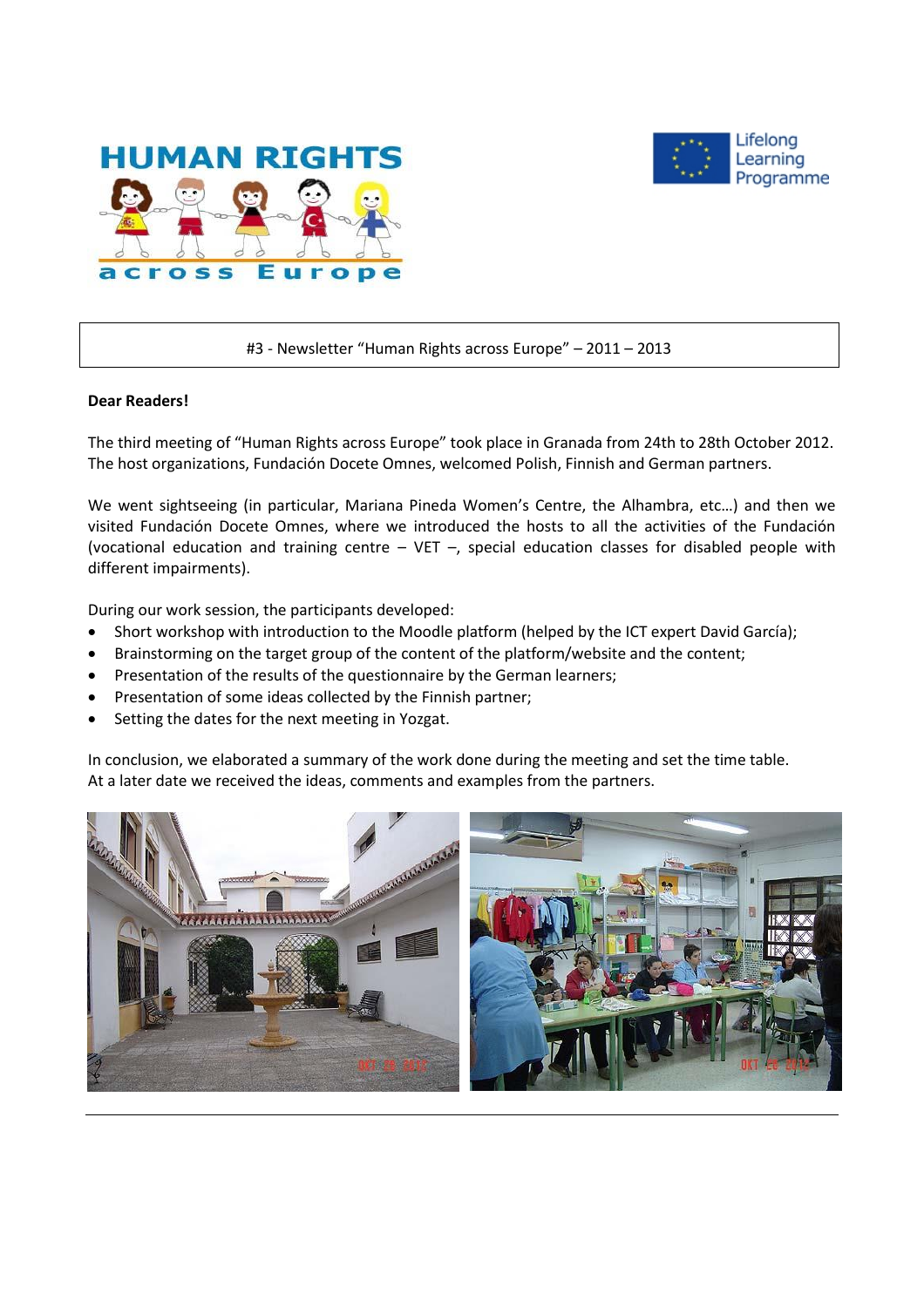#3 - Newsletter "Human Rights across Europe" – 2011 – 2013

**Dear Readers!**

The third meeting of "Human Rights across Europe" took place in Granada from 24th to 28th October 2012. The host organizations, Fundación Docete Omnes, welcomed Polish, Finnish and German partners.

We went sightseeing (in particular, Mariana Pineda Women's Centre, the Alhambra, etc…) and then we visited Fundación Docete Omnes, where we introduced the hosts to all the activities of the Fundación (vocational education and training centre – VET –, special education classes for disabled people with different impairments).

During our work session, the participants developed:

- Short workshop with introduction to the Moodle platform (helped by the ICT expert David García);
- Brainstorming on the target group of the content of the platform/website and the content;
- Presentation of the results of the questionnaire by the German learners;
- Presentation of some ideas collected by the Finnish partner;
- Setting the dates for the next meeting in Yozgat.

In conclusion, we elaborated a summary of the work done during the meeting and set the time table.
At a later date we received the ideas, comments and examples from the partners.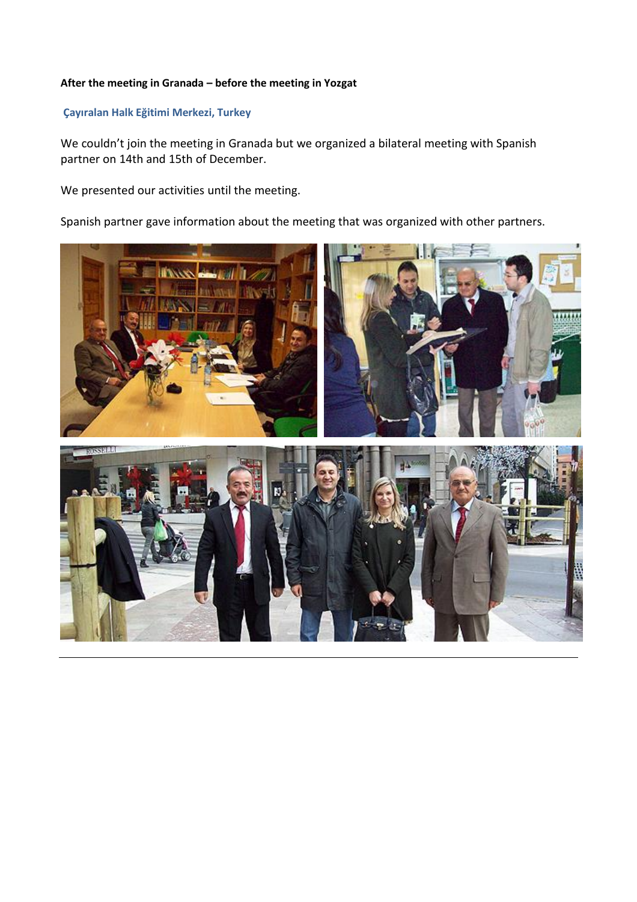**After the meeting in Granada – before the meeting in Yozgat**

**Çayıralan Halk Eğitimi Merkezi, Turkey**

We couldn't join the meeting in Granada but we organized a bilateral meeting with Spanish partner on 14th and 15th of December.

We presented our activities until the meeting.

Spanish partner gave information about the meeting that was organized with other partners.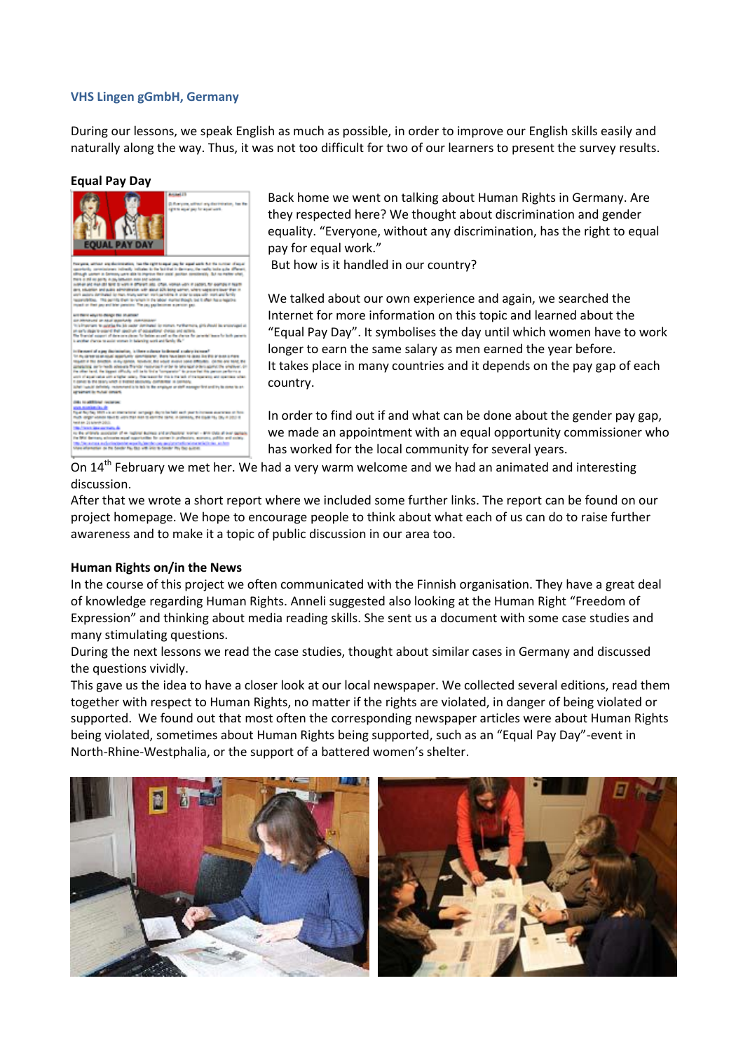**VHS Lingen gGmbH, Germany**

During our lessons, we speak English as much as possible, in order to improve our English skills easily and naturally along the way. Thus, it was not too difficult for two of our learners to present the survey results.

**Equal Pay Day**

Back home we went on talking about Human Rights in Germany. Are they respected here? We thought about discrimination and gender equality. "Everyone, without any discrimination, has the right to equal pay for equal work."
But how is it handled in our country?

We talked about our own experience and again, we searched the Internet for more information on this topic and learned about the "Equal Pay Day". It symbolises the day until which women have to work longer to earn the same salary as men earned the year before.
It takes place in many countries and it depends on the pay gap of each country.

In order to find out if and what can be done about the gender pay gap, we made an appointment with an equal opportunity commissioner who has worked for the local community for several years.
On 14th February we met her. We had a very warm welcome and we had an animated and interesting discussion.
After that we wrote a short report where we included some further links. The report can be found on our project homepage. We hope to encourage people to think about what each of us can do to raise further awareness and to make it a topic of public discussion in our area too.

**Human Rights on/in the News**

In the course of this project we often communicated with the Finnish organisation. They have a great deal of knowledge regarding Human Rights. Anneli suggested also looking at the Human Right "Freedom of Expression" and thinking about media reading skills. She sent us a document with some case studies and many stimulating questions.
During the next lessons we read the case studies, thought about similar cases in Germany and discussed the questions vividly.
This gave us the idea to have a closer look at our local newspaper. We collected several editions, read them together with respect to Human Rights, no matter if the rights are violated, in danger of being violated or supported. We found out that most often the corresponding newspaper articles were about Human Rights being violated, sometimes about Human Rights being supported, such as an "Equal Pay Day"-event in North-Rhine-Westphalia, or the support of a battered women's shelter.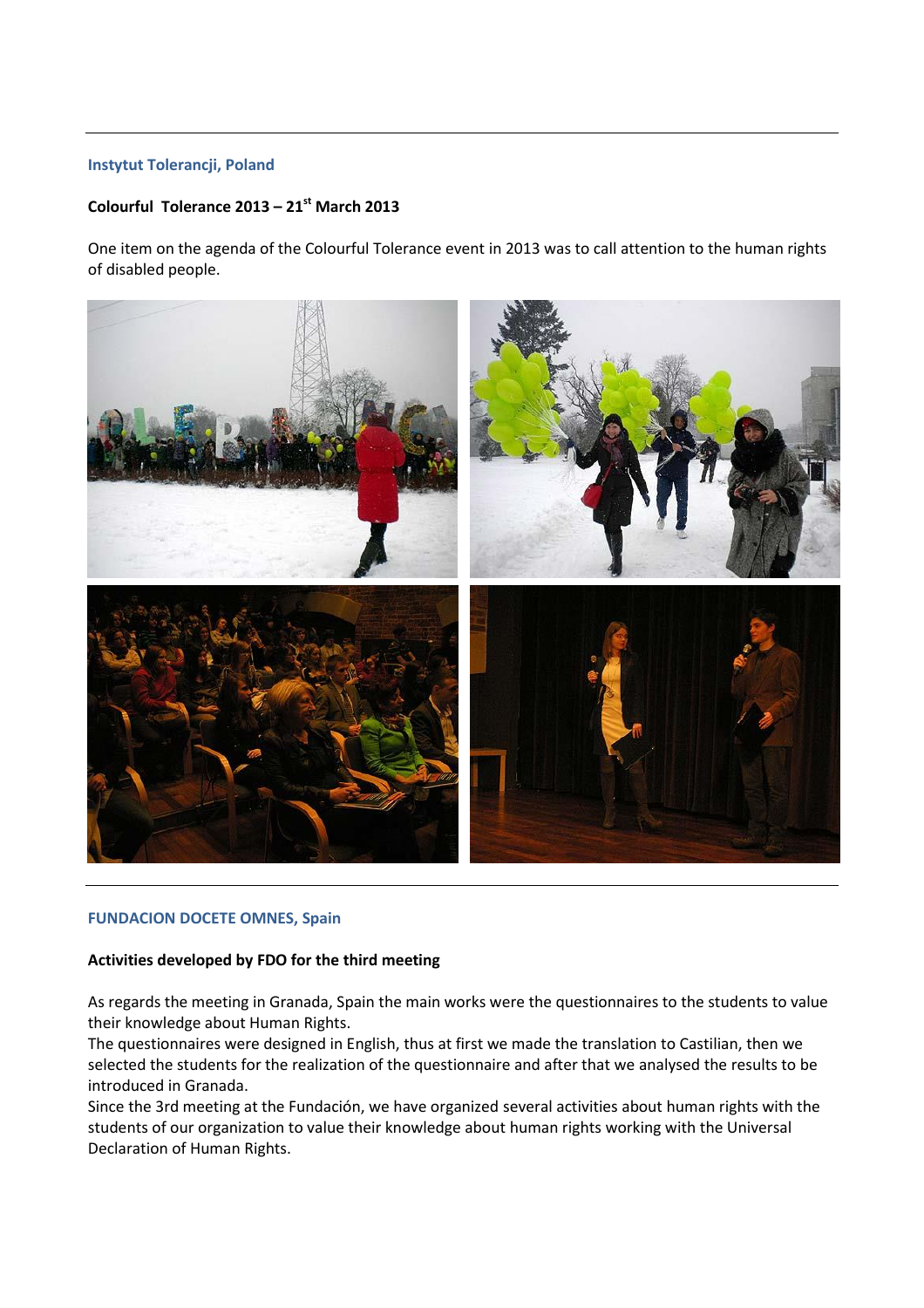**Instytut Tolerancji, Poland**

**Colourful Tolerance 2013 – 21st March 2013**

One item on the agenda of the Colourful Tolerance event in 2013 was to call attention to the human rights of disabled people.

**FUNDACION DOCETE OMNES, Spain**

**Activities developed by FDO for the third meeting**

As regards the meeting in Granada, Spain the main works were the questionnaires to the students to value their knowledge about Human Rights.

The questionnaires were designed in English, thus at first we made the translation to Castilian, then we selected the students for the realization of the questionnaire and after that we analysed the results to be introduced in Granada.

Since the 3rd meeting at the Fundación, we have organized several activities about human rights with the students of our organization to value their knowledge about human rights working with the Universal Declaration of Human Rights.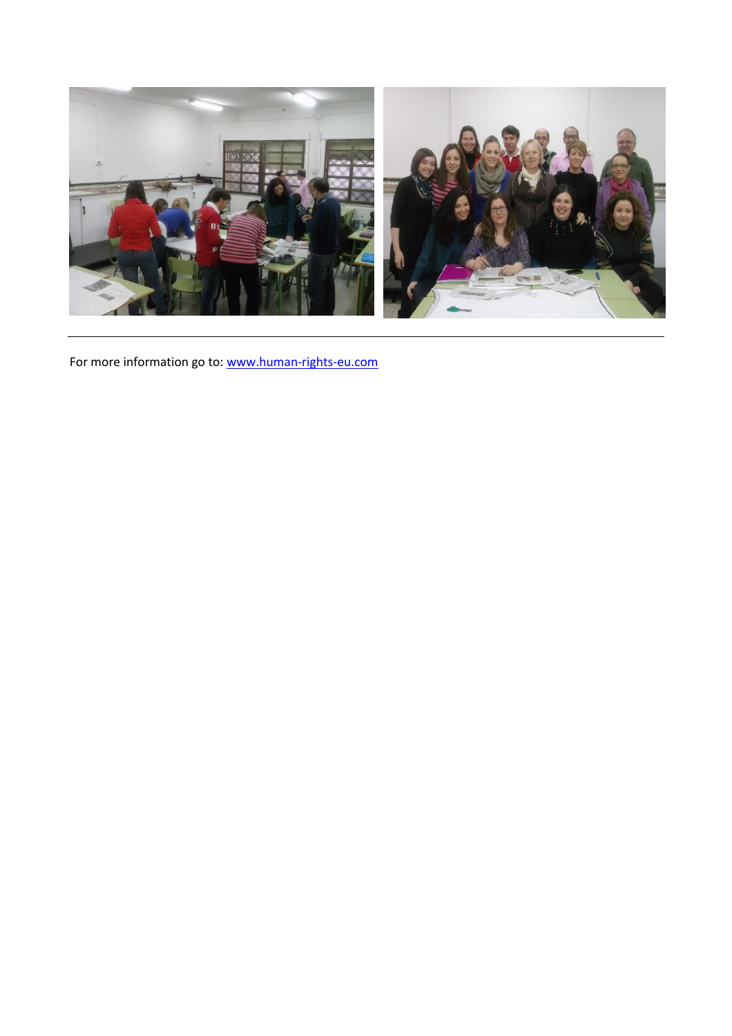For more information go to: [www.human-rights-eu.com](http://www.human-rights-eu.com)